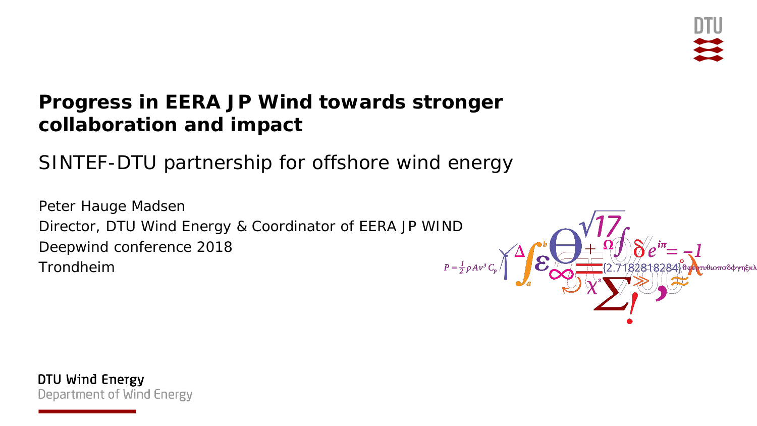# Progress in EERA JP Wind towards stronger collaboration and impact

## SINTEF-DTU partnership for offshore wind energy

Peter Hauge Madsen
Director, DTU Wind Energy & Coordinator of EERA JP WIND
Deepwind conference 2018
Trondheim

DTU Wind Energy
Department of Wind Energy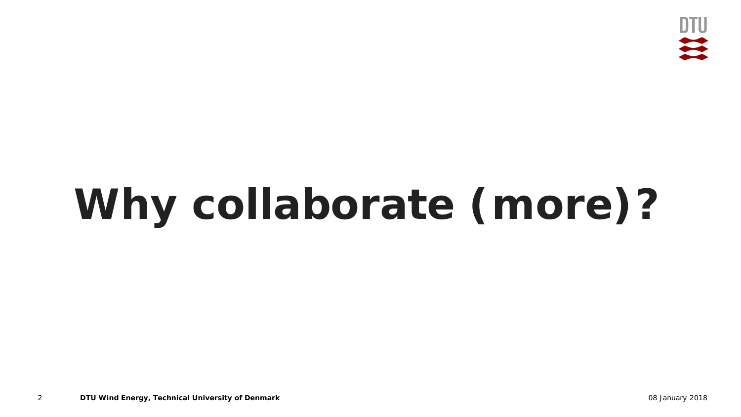# Why collaborate (more)?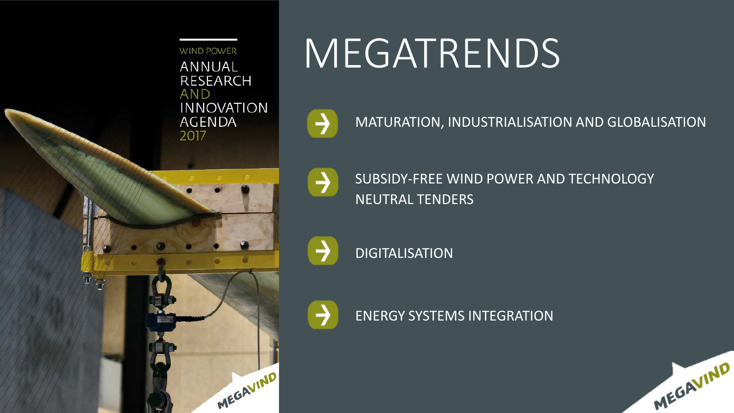WIND POWER

ANNUAL RESEARCH AND INNOVATION AGENDA 2017

# MEGATRENDS

- MATURATION, INDUSTRIALISATION AND GLOBALISATION
- SUBSIDY-FREE WIND POWER AND TECHNOLOGY NEUTRAL TENDERS
- DIGITALISATION
- ENERGY SYSTEMS INTEGRATION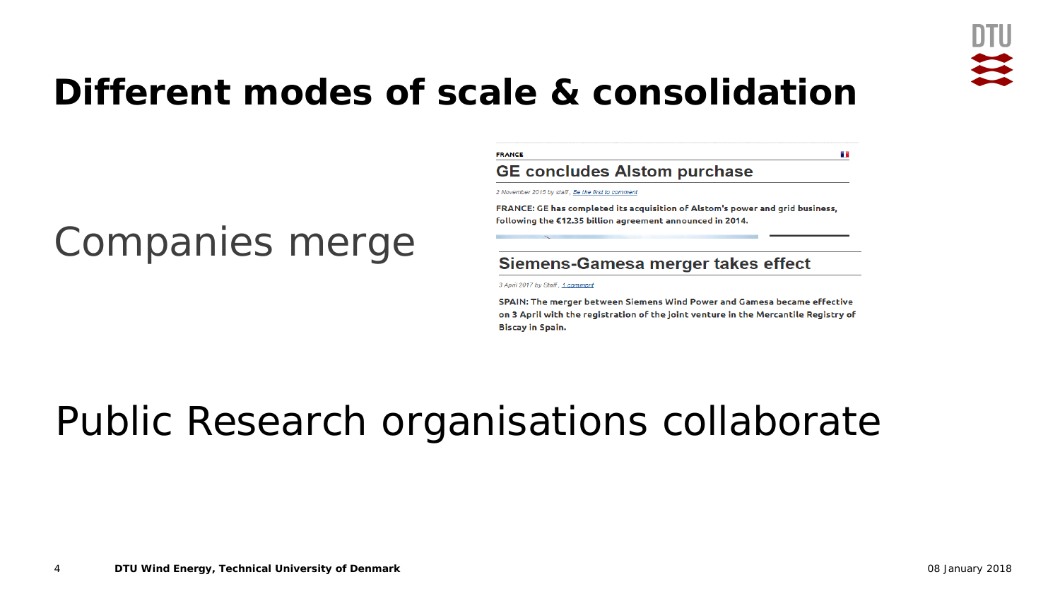# Different modes of scale & consolidation

Companies merge

FRANCE

## GE concludes Alstom purchase

*2 November 2015 by staff, Be the first to comment*

**FRANCE: GE has completed its acquisition of Alstom's power and grid business, following the €12.35 billion agreement announced in 2014.**

## Siemens-Gamesa merger takes effect

*3 April 2017 by Staff, 1 comment*

**SPAIN: The merger between Siemens Wind Power and Gamesa became effective on 3 April with the registration of the joint venture in the Mercantile Registry of Biscay in Spain.**

Public Research organisations collaborate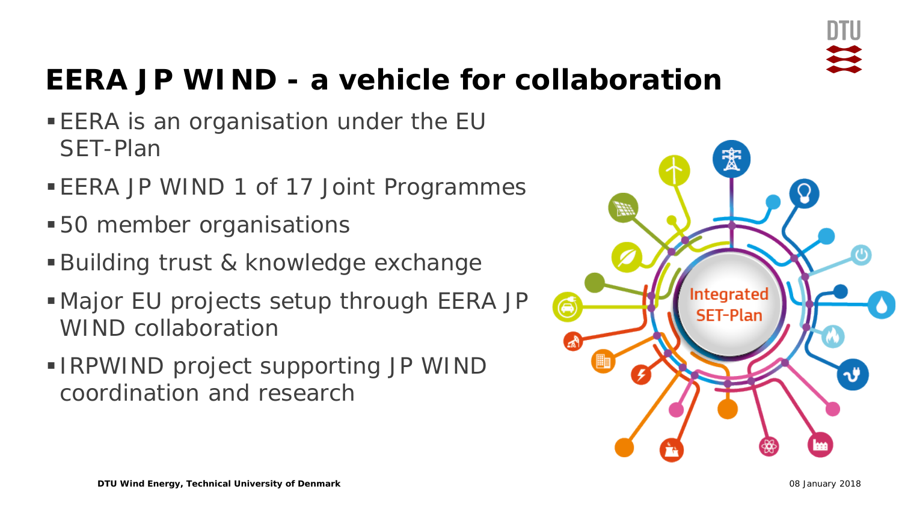# EERA JP WIND - a vehicle for collaboration

- EERA is an organisation under the EU SET-Plan
- EERA JP WIND 1 of 17 Joint Programmes
- 50 member organisations
- Building trust & knowledge exchange
- Major EU projects setup through EERA JP WIND collaboration
- IRPWIND project supporting JP WIND coordination and research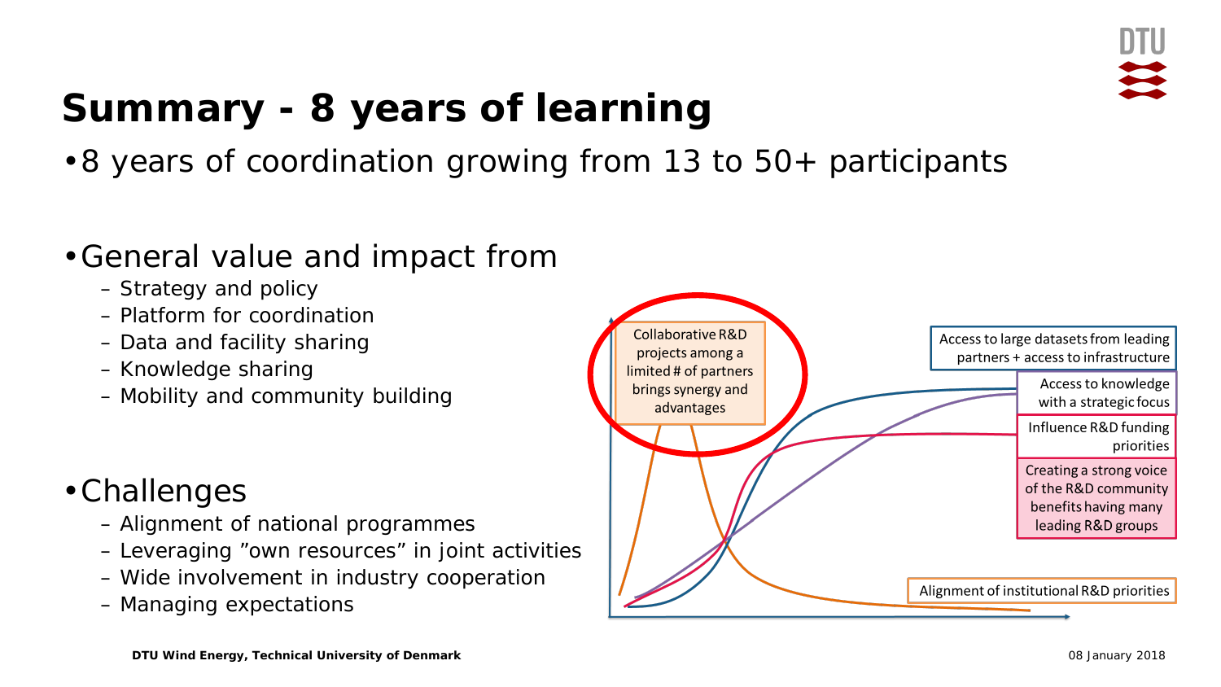# Summary - 8 years of learning

- 8 years of coordination growing from 13 to 50+ participants

- General value and impact from
  - Strategy and policy
  - Platform for coordination
  - Data and facility sharing
  - Knowledge sharing
  - Mobility and community building

- Challenges
  - Alignment of national programmes
  - Leveraging ”own resources” in joint activities
  - Wide involvement in industry cooperation
  - Managing expectations

Collaborative R&D projects among a limited # of partners brings synergy and advantages

Access to large datasets from leading partners + access to infrastructure

Access to knowledge with a strategic focus

Influence R&D funding priorities

Creating a strong voice of the R&D community benefits having many leading R&D groups

Alignment of institutional R&D priorities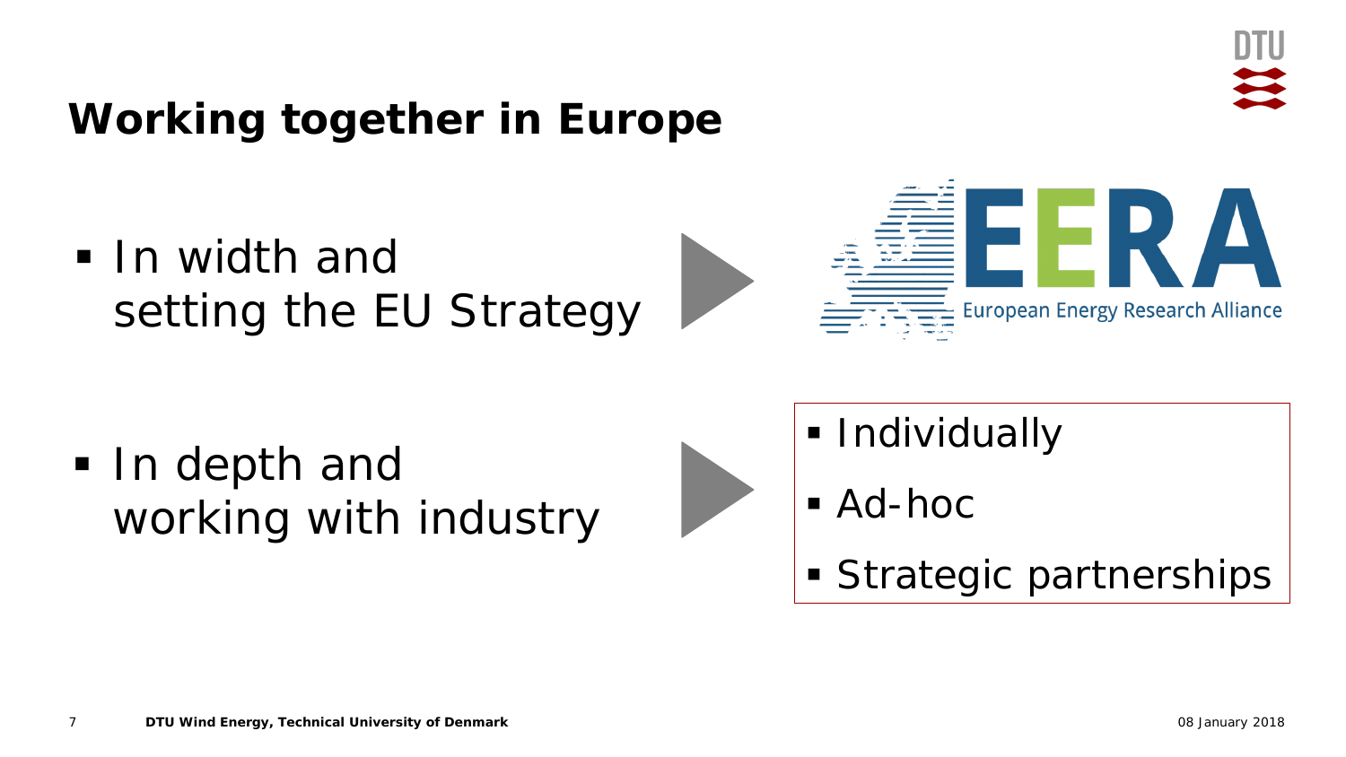# Working together in Europe

- In width and setting the EU Strategy

EERA
European Energy Research Alliance

- In depth and working with industry

- Individually
- Ad-hoc
- Strategic partnerships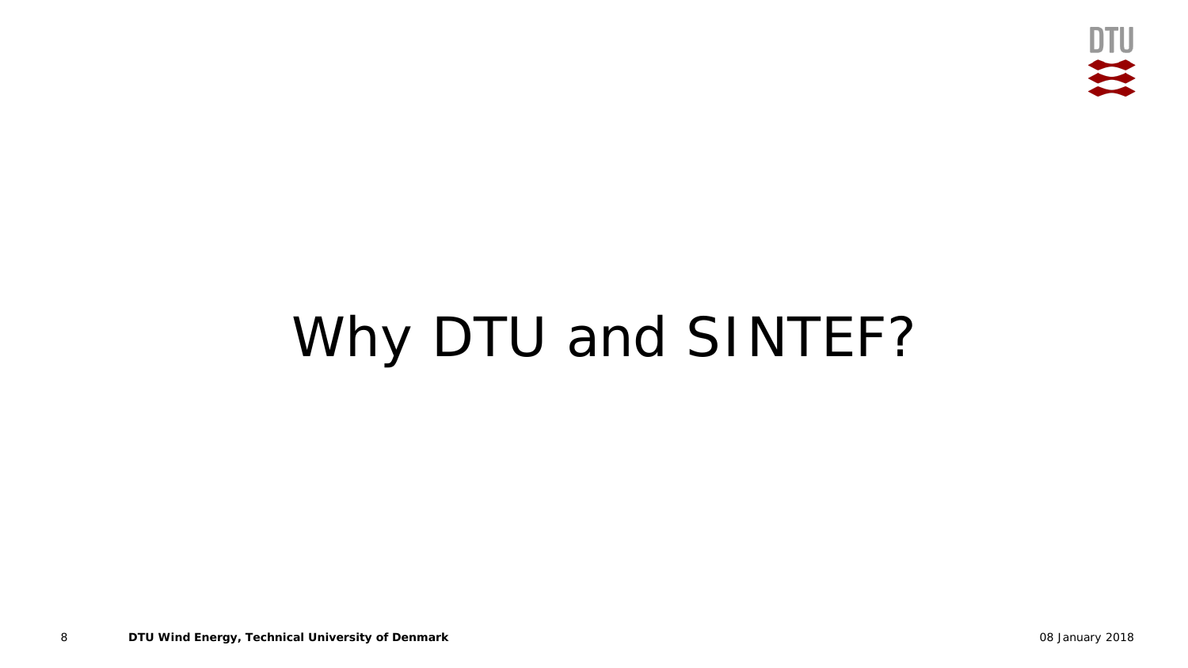# Why DTU and SINTEF?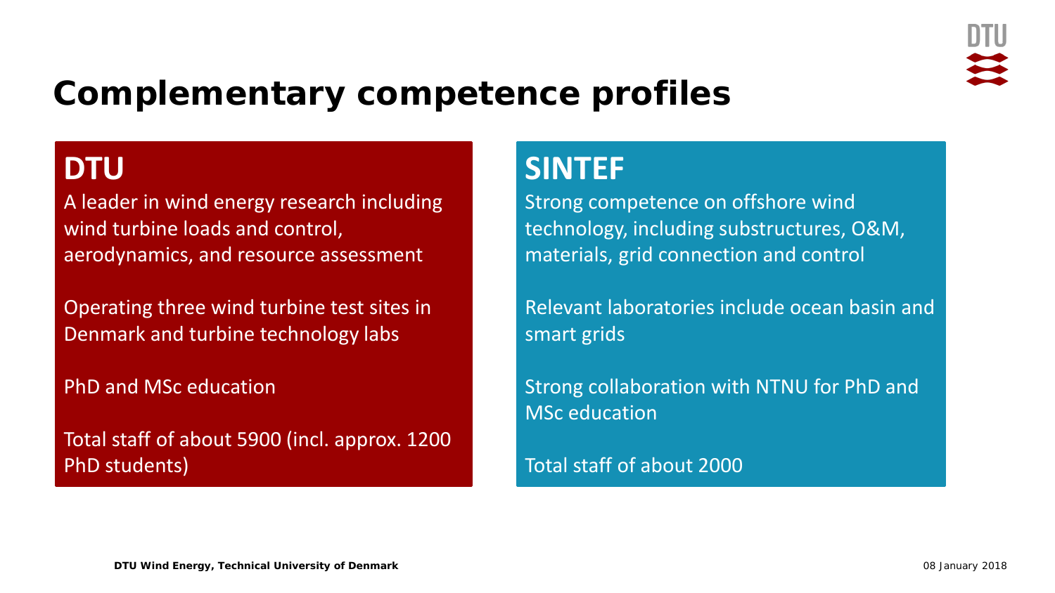# Complementary competence profiles

## DTU

A leader in wind energy research including wind turbine loads and control, aerodynamics, and resource assessment

Operating three wind turbine test sites in Denmark and turbine technology labs

PhD and MSc education

Total staff of about 5900 (incl. approx. 1200 PhD students)

## SINTEF

Strong competence on offshore wind technology, including substructures, O&M, materials, grid connection and control

Relevant laboratories include ocean basin and smart grids

Strong collaboration with NTNU for PhD and MSc education

Total staff of about 2000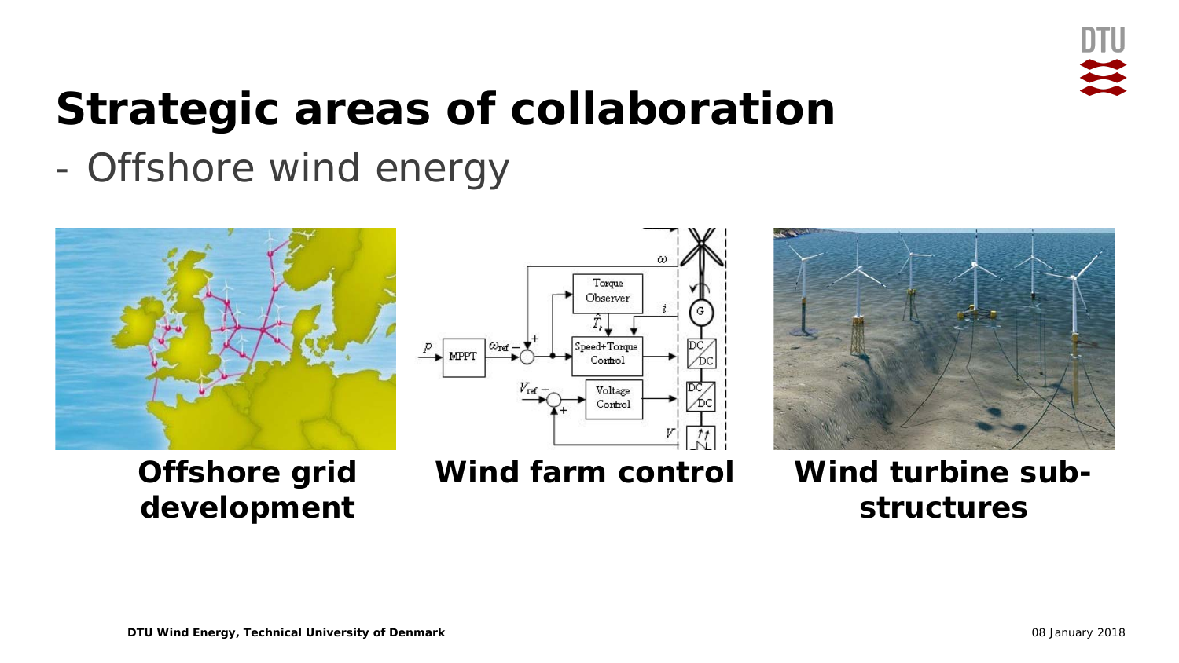# Strategic areas of collaboration

- Offshore wind energy

**Offshore grid development**

**Wind farm control**

**Wind turbine sub-structures**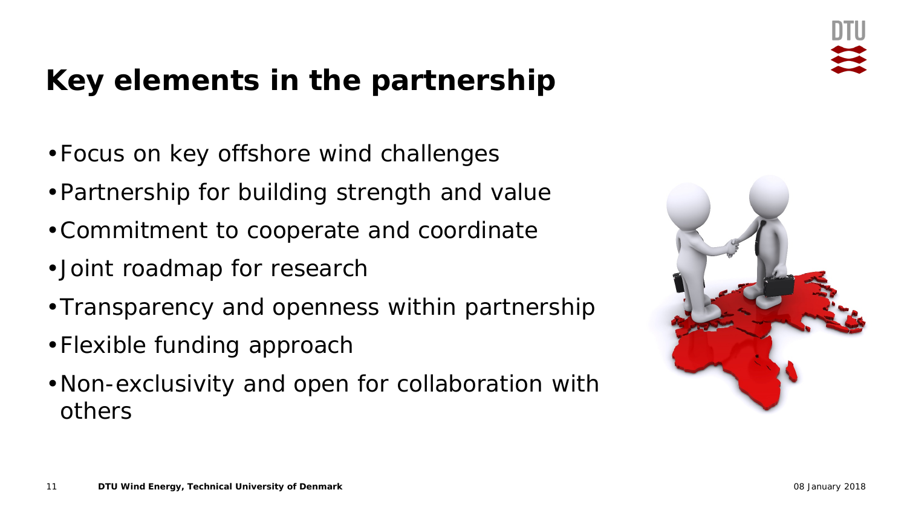# Key elements in the partnership

- Focus on key offshore wind challenges
- Partnership for building strength and value
- Commitment to cooperate and coordinate
- Joint roadmap for research
- Transparency and openness within partnership
- Flexible funding approach
- Non-exclusivity and open for collaboration with others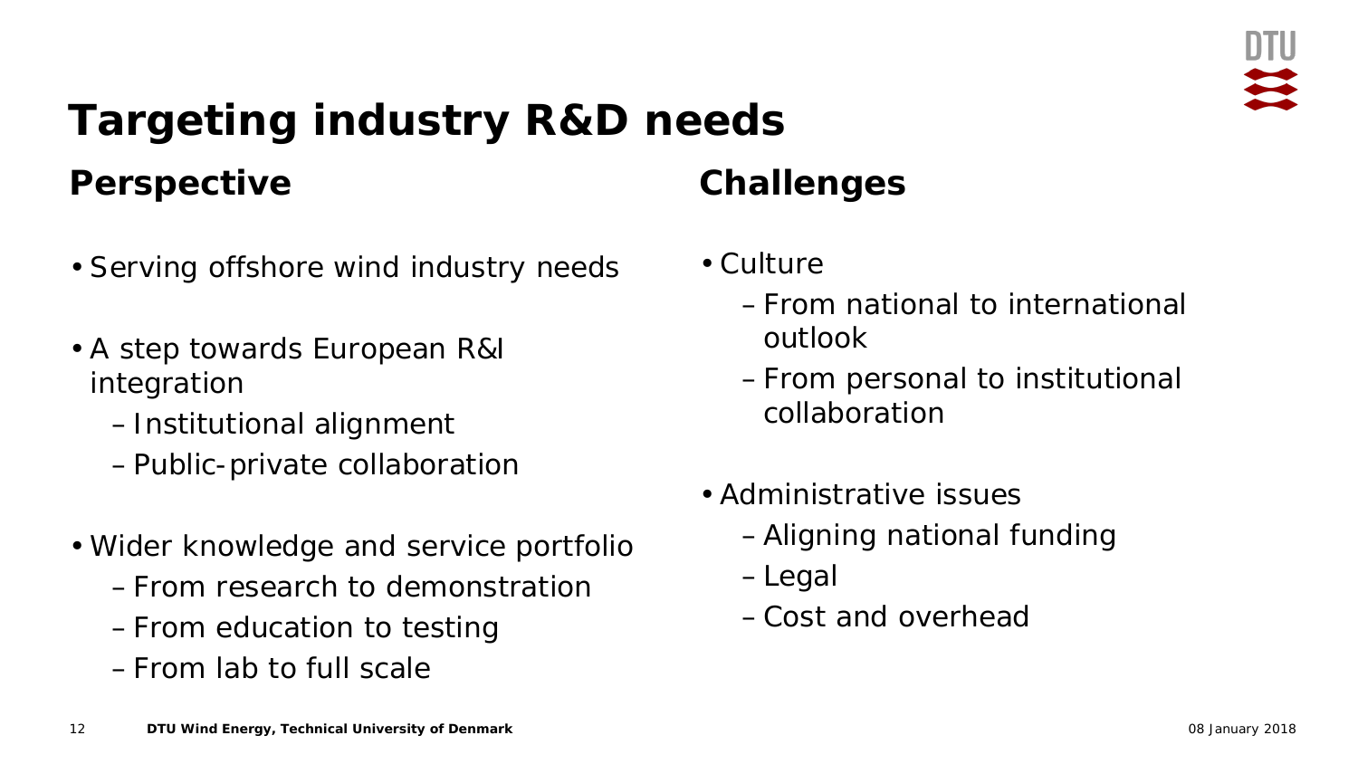# Targeting industry R&D needs

## Perspective

- Serving offshore wind industry needs
- A step towards European R&I integration
  - Institutional alignment
  - Public-private collaboration
- Wider knowledge and service portfolio
  - From research to demonstration
  - From education to testing
  - From lab to full scale

## Challenges

- Culture
  - From national to international outlook
  - From personal to institutional collaboration
- Administrative issues
  - Aligning national funding
  - Legal
  - Cost and overhead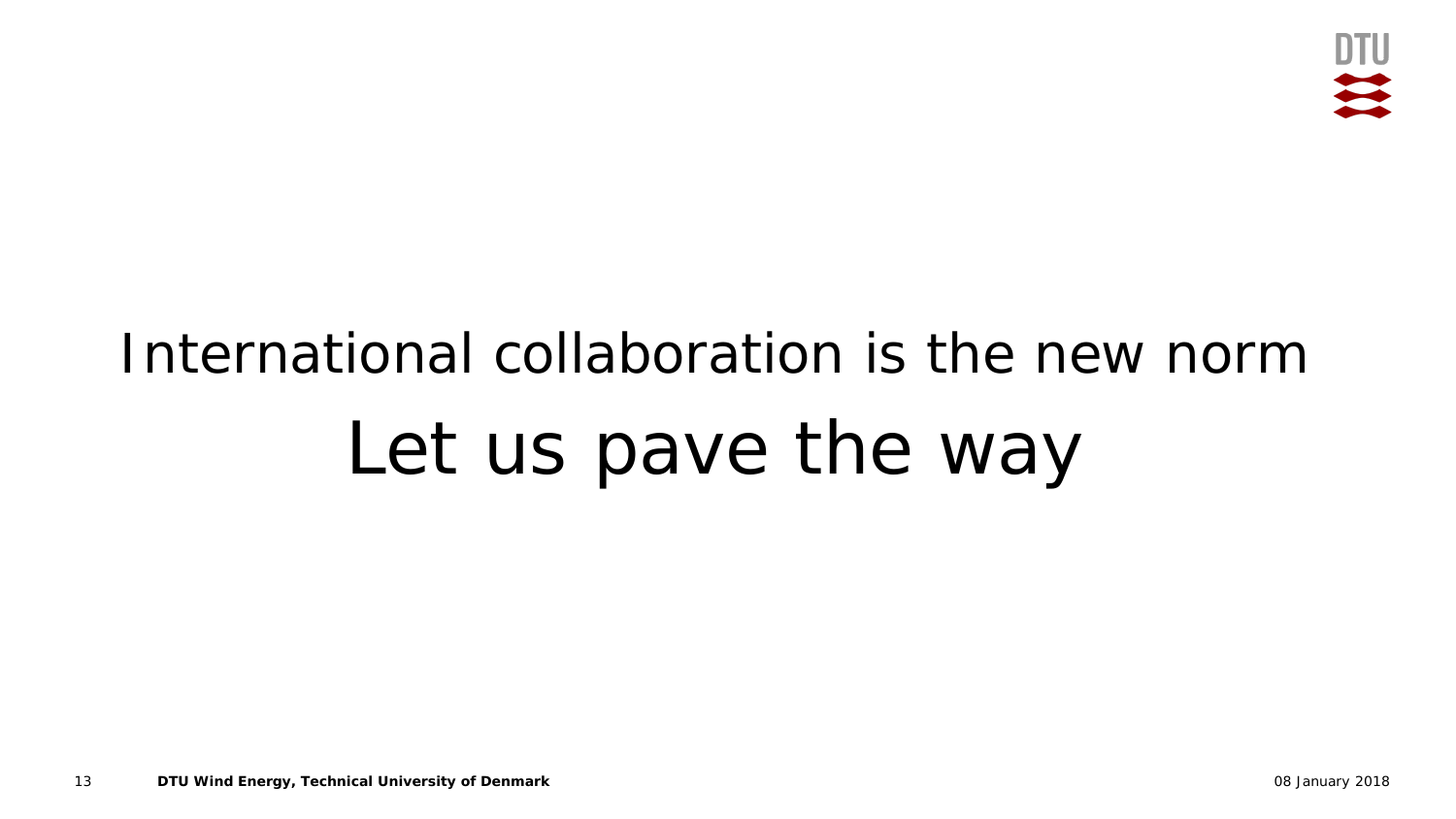# International collaboration is the new norm

# Let us pave the way